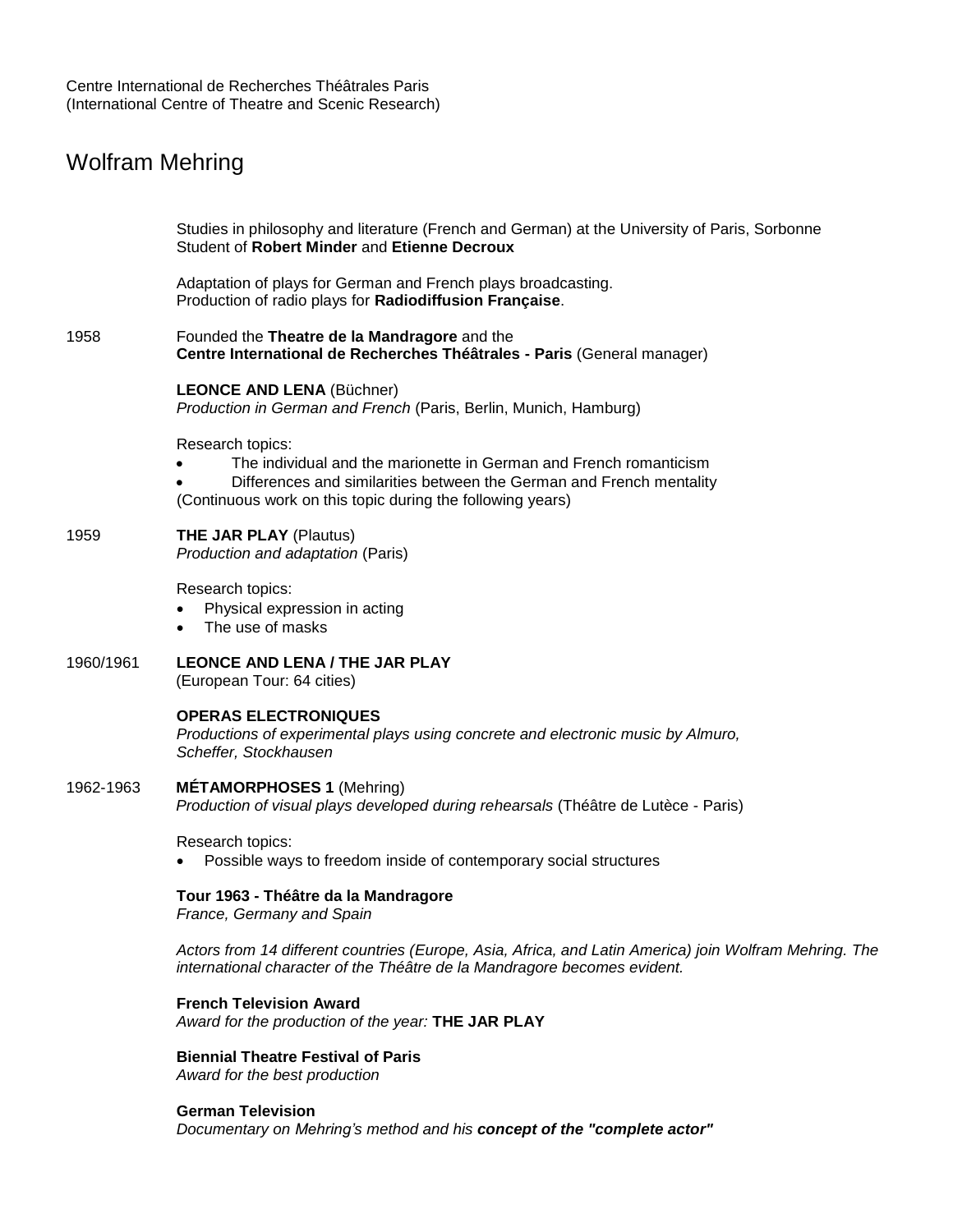Centre International de Recherches Théâtrales Paris
(International Centre of Theatre and Scenic Research)

# Wolfram Mehring

Studies in philosophy and literature (French and German) at the University of Paris, Sorbonne
Student of **Robert Minder** and **Etienne Decroux**

Adaptation of plays for German and French plays broadcasting.
Production of radio plays for **Radiodiffusion Française**.

**1958**

Founded the **Theatre de la Mandragore** and the
**Centre International de Recherches Théâtrales - Paris** (General manager)

**LEONCE AND LENA** (Büchner)
*Production in German and French* (Paris, Berlin, Munich, Hamburg)

Research topics:

- The individual and the marionette in German and French romanticism
- Differences and similarities between the German and French mentality

(Continuous work on this topic during the following years)

**1959**

**THE JAR PLAY** (Plautus)
*Production and adaptation* (Paris)

Research topics:

- Physical expression in acting
- The use of masks

**1960/1961**

**LEONCE AND LENA / THE JAR PLAY**
(European Tour: 64 cities)

**OPERAS ELECTRONIQUES**
*Productions of experimental plays using concrete and electronic music by Almuro, Scheffer, Stockhausen*

**1962-1963**

**MÉTAMORPHOSES 1** (Mehring)
*Production of visual plays developed during rehearsals* (Théâtre de Lutèce - Paris)

Research topics:

- Possible ways to freedom inside of contemporary social structures

**Tour 1963 - Théâtre da la Mandragore**
*France, Germany and Spain*

*Actors from 14 different countries (Europe, Asia, Africa, and Latin America) join Wolfram Mehring. The international character of the Théâtre de la Mandragore becomes evident.*

**French Television Award**
*Award for the production of the year:* **THE JAR PLAY**

**Biennial Theatre Festival of Paris**
*Award for the best production*

**German Television**
*Documentary on Mehring's method and his* ***concept of the "complete actor"***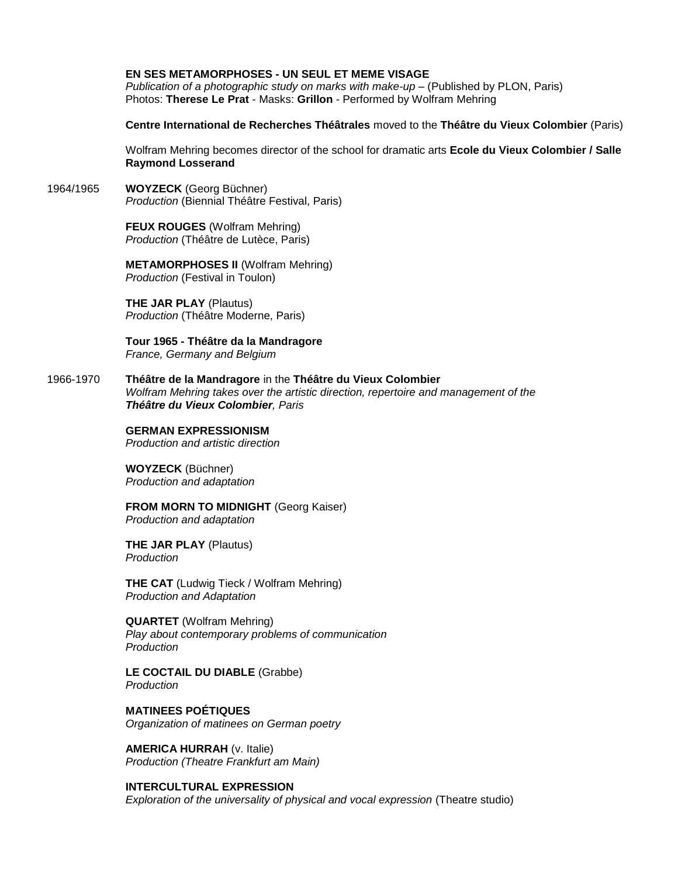**EN SES METAMORPHOSES - UN SEUL ET MEME VISAGE**
*Publication of a photographic study on marks with make-up* – (Published by PLON, Paris)
Photos: **Therese Le Prat** - Masks: **Grillon** - Performed by Wolfram Mehring

**Centre International de Recherches Théâtrales** moved to the **Théâtre du Vieux Colombier** (Paris)

Wolfram Mehring becomes director of the school for dramatic arts **Ecole du Vieux Colombier / Salle Raymond Losserand**

1964/1965

**WOYZECK** (Georg Büchner)
*Production* (Biennial Théâtre Festival, Paris)

**FEUX ROUGES** (Wolfram Mehring)
*Production* (Théâtre de Lutèce, Paris)

**METAMORPHOSES II** (Wolfram Mehring)
*Production* (Festival in Toulon)

**THE JAR PLAY** (Plautus)
*Production* (Théâtre Moderne, Paris)

**Tour 1965 - Théâtre da la Mandragore**
*France, Germany and Belgium*

1966-1970

**Théâtre de la Mandragore** in the **Théâtre du Vieux Colombier**
*Wolfram Mehring takes over the artistic direction, repertoire and management of the* ***Théâtre du Vieux Colombier****, Paris*

**GERMAN EXPRESSIONISM**
*Production and artistic direction*

**WOYZECK** (Büchner)
*Production and adaptation*

**FROM MORN TO MIDNIGHT** (Georg Kaiser)
*Production and adaptation*

**THE JAR PLAY** (Plautus)
*Production*

**THE CAT** (Ludwig Tieck / Wolfram Mehring)
*Production and Adaptation*

**QUARTET** (Wolfram Mehring)
*Play about contemporary problems of communication*
*Production*

**LE COCTAIL DU DIABLE** (Grabbe)
*Production*

**MATINEES POÉTIQUES**
*Organization of matinees on German poetry*

**AMERICA HURRAH** (v. Italie)
*Production (Theatre Frankfurt am Main)*

**INTERCULTURAL EXPRESSION**
*Exploration of the universality of physical and vocal expression* (Theatre studio)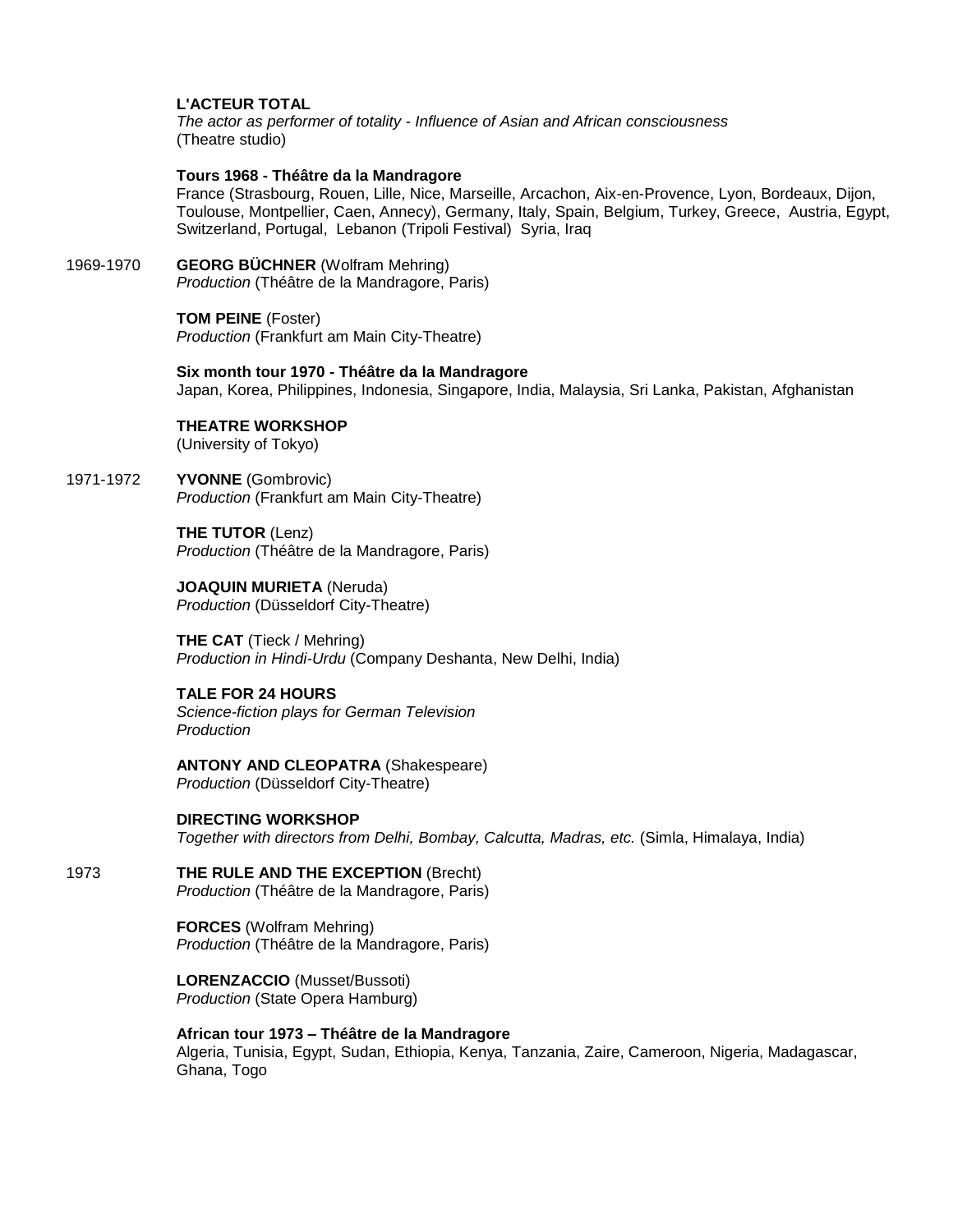**L'ACTEUR TOTAL**
*The actor as performer of totality - Influence of Asian and African consciousness*
(Theatre studio)

**Tours 1968 - Théâtre da la Mandragore**
France (Strasbourg, Rouen, Lille, Nice, Marseille, Arcachon, Aix-en-Provence, Lyon, Bordeaux, Dijon, Toulouse, Montpellier, Caen, Annecy), Germany, Italy, Spain, Belgium, Turkey, Greece, Austria, Egypt, Switzerland, Portugal, Lebanon (Tripoli Festival) Syria, Iraq

1969-1970 **GEORG BÜCHNER** (Wolfram Mehring)
*Production* (Théâtre de la Mandragore, Paris)

**TOM PEINE** (Foster)
*Production* (Frankfurt am Main City-Theatre)

**Six month tour 1970 - Théâtre da la Mandragore**
Japan, Korea, Philippines, Indonesia, Singapore, India, Malaysia, Sri Lanka, Pakistan, Afghanistan

**THEATRE WORKSHOP**
(University of Tokyo)

1971-1972 **YVONNE** (Gombrovic)
*Production* (Frankfurt am Main City-Theatre)

**THE TUTOR** (Lenz)
*Production* (Théâtre de la Mandragore, Paris)

**JOAQUIN MURIETA** (Neruda)
*Production* (Düsseldorf City-Theatre)

**THE CAT** (Tieck / Mehring)
*Production in Hindi-Urdu* (Company Deshanta, New Delhi, India)

**TALE FOR 24 HOURS**
*Science-fiction plays for German Television*
*Production*

**ANTONY AND CLEOPATRA** (Shakespeare)
*Production* (Düsseldorf City-Theatre)

**DIRECTING WORKSHOP**
*Together with directors from Delhi, Bombay, Calcutta, Madras, etc.* (Simla, Himalaya, India)

1973 **THE RULE AND THE EXCEPTION** (Brecht)
*Production* (Théâtre de la Mandragore, Paris)

**FORCES** (Wolfram Mehring)
*Production* (Théâtre de la Mandragore, Paris)

**LORENZACCIO** (Musset/Bussoti)
*Production* (State Opera Hamburg)

**African tour 1973 – Théâtre de la Mandragore**
Algeria, Tunisia, Egypt, Sudan, Ethiopia, Kenya, Tanzania, Zaire, Cameroon, Nigeria, Madagascar, Ghana, Togo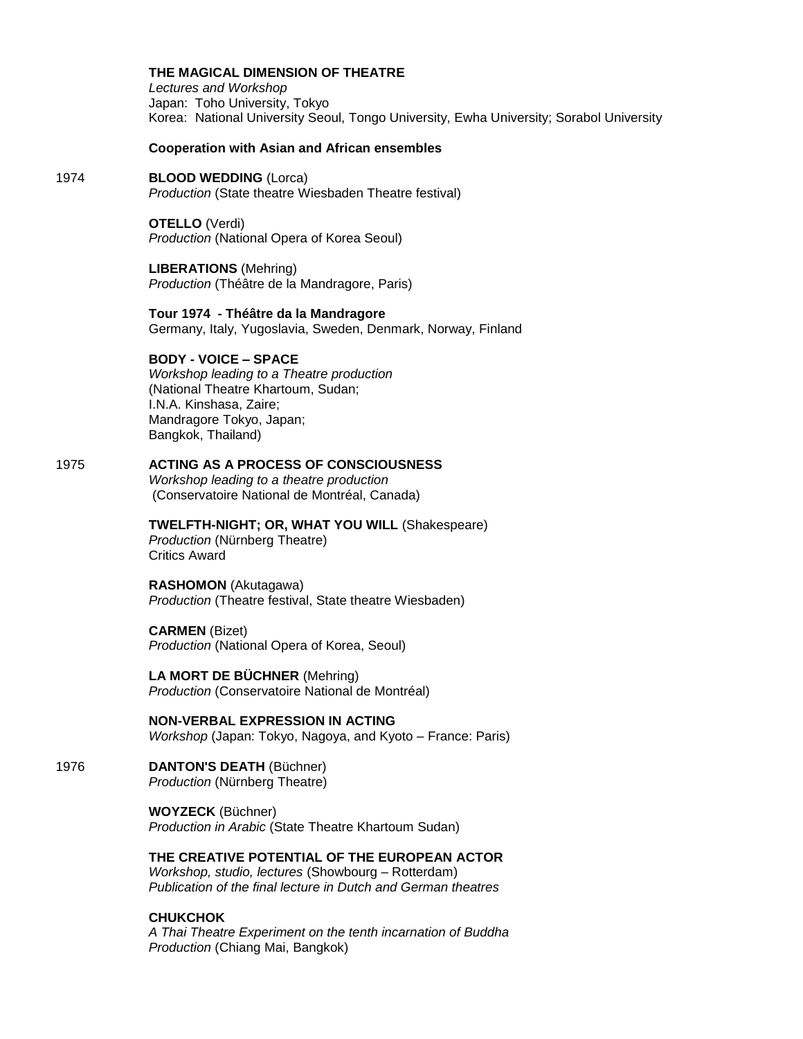**THE MAGICAL DIMENSION OF THEATRE**
*Lectures and Workshop*
Japan: Toho University, Tokyo
Korea: National University Seoul, Tongo University, Ewha University; Sorabol University

**Cooperation with Asian and African ensembles**

1974

**BLOOD WEDDING** (Lorca)
*Production* (State theatre Wiesbaden Theatre festival)

**OTELLO** (Verdi)
*Production* (National Opera of Korea Seoul)

**LIBERATIONS** (Mehring)
*Production* (Théâtre de la Mandragore, Paris)

**Tour 1974 - Théâtre da la Mandragore**
Germany, Italy, Yugoslavia, Sweden, Denmark, Norway, Finland

**BODY - VOICE – SPACE**
*Workshop leading to a Theatre production*
(National Theatre Khartoum, Sudan;
I.N.A. Kinshasa, Zaire;
Mandragore Tokyo, Japan;
Bangkok, Thailand)

1975

**ACTING AS A PROCESS OF CONSCIOUSNESS**
*Workshop leading to a theatre production*
(Conservatoire National de Montréal, Canada)

**TWELFTH-NIGHT; OR, WHAT YOU WILL** (Shakespeare)
*Production* (Nürnberg Theatre)
Critics Award

**RASHOMON** (Akutagawa)
*Production* (Theatre festival, State theatre Wiesbaden)

**CARMEN** (Bizet)
*Production* (National Opera of Korea, Seoul)

**LA MORT DE BÜCHNER** (Mehring)
*Production* (Conservatoire National de Montréal)

**NON-VERBAL EXPRESSION IN ACTING**
*Workshop* (Japan: Tokyo, Nagoya, and Kyoto – France: Paris)

1976

**DANTON'S DEATH** (Büchner)
*Production* (Nürnberg Theatre)

**WOYZECK** (Büchner)
*Production in Arabic* (State Theatre Khartoum Sudan)

**THE CREATIVE POTENTIAL OF THE EUROPEAN ACTOR**
*Workshop, studio, lectures* (Showbourg – Rotterdam)
*Publication of the final lecture in Dutch and German theatres*

**CHUKCHOK**
*A Thai Theatre Experiment on the tenth incarnation of Buddha*
*Production* (Chiang Mai, Bangkok)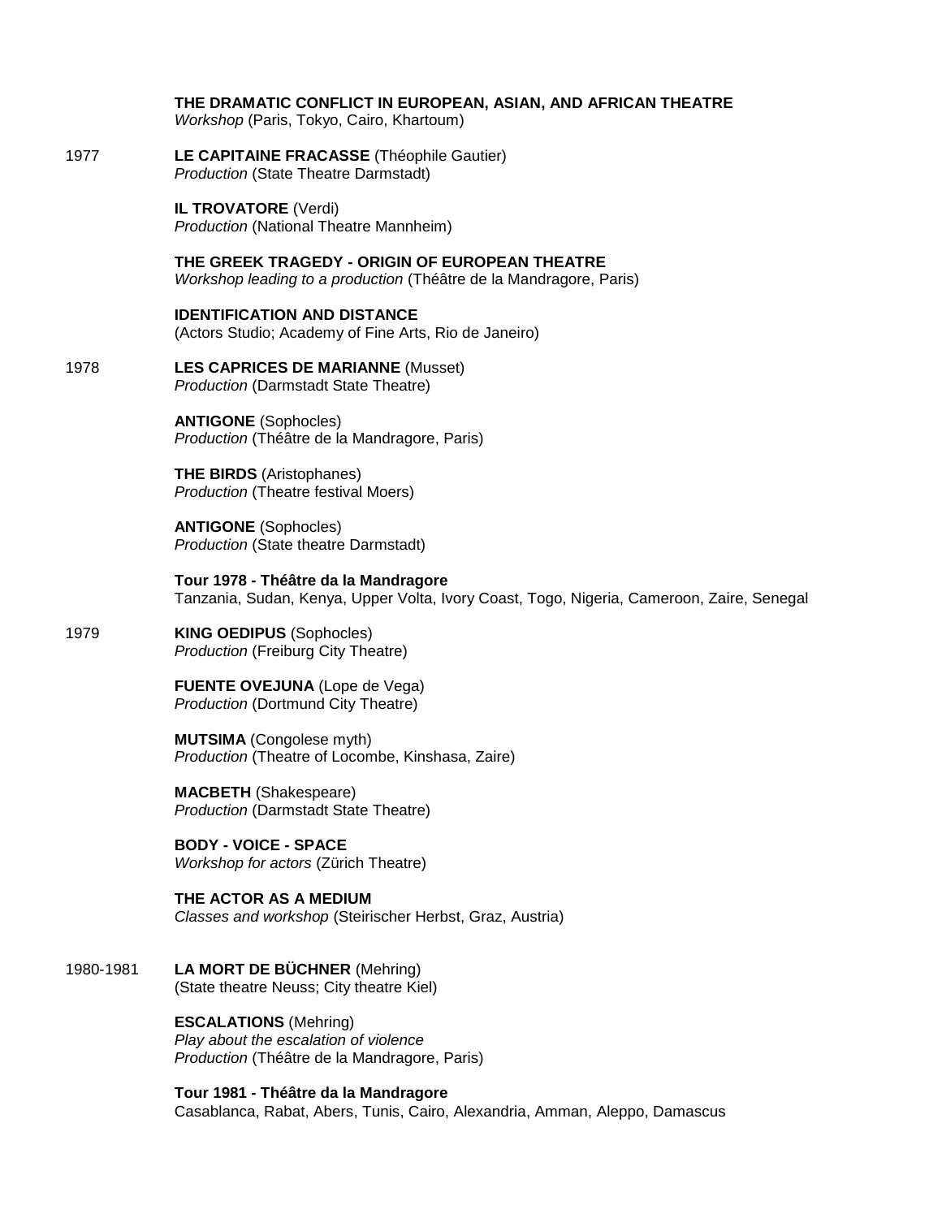**THE DRAMATIC CONFLICT IN EUROPEAN, ASIAN, AND AFRICAN THEATRE**
*Workshop* (Paris, Tokyo, Cairo, Khartoum)

1977 **LE CAPITAINE FRACASSE** (Théophile Gautier)
*Production* (State Theatre Darmstadt)

**IL TROVATORE** (Verdi)
*Production* (National Theatre Mannheim)

**THE GREEK TRAGEDY - ORIGIN OF EUROPEAN THEATRE**
*Workshop leading to a production* (Théâtre de la Mandragore, Paris)

**IDENTIFICATION AND DISTANCE**
(Actors Studio; Academy of Fine Arts, Rio de Janeiro)

1978 **LES CAPRICES DE MARIANNE** (Musset)
*Production* (Darmstadt State Theatre)

**ANTIGONE** (Sophocles)
*Production* (Théâtre de la Mandragore, Paris)

**THE BIRDS** (Aristophanes)
*Production* (Theatre festival Moers)

**ANTIGONE** (Sophocles)
*Production* (State theatre Darmstadt)

**Tour 1978 - Théâtre da la Mandragore**
Tanzania, Sudan, Kenya, Upper Volta, Ivory Coast, Togo, Nigeria, Cameroon, Zaire, Senegal

1979 **KING OEDIPUS** (Sophocles)
*Production* (Freiburg City Theatre)

**FUENTE OVEJUNA** (Lope de Vega)
*Production* (Dortmund City Theatre)

**MUTSIMA** (Congolese myth)
*Production* (Theatre of Locombe, Kinshasa, Zaire)

**MACBETH** (Shakespeare)
*Production* (Darmstadt State Theatre)

**BODY - VOICE - SPACE**
*Workshop for actors* (Zürich Theatre)

**THE ACTOR AS A MEDIUM**
*Classes and workshop* (Steirischer Herbst, Graz, Austria)

1980-1981 **LA MORT DE BÜCHNER** (Mehring)
(State theatre Neuss; City theatre Kiel)

**ESCALATIONS** (Mehring)
*Play about the escalation of violence*
*Production* (Théâtre de la Mandragore, Paris)

**Tour 1981 - Théâtre da la Mandragore**
Casablanca, Rabat, Abers, Tunis, Cairo, Alexandria, Amman, Aleppo, Damascus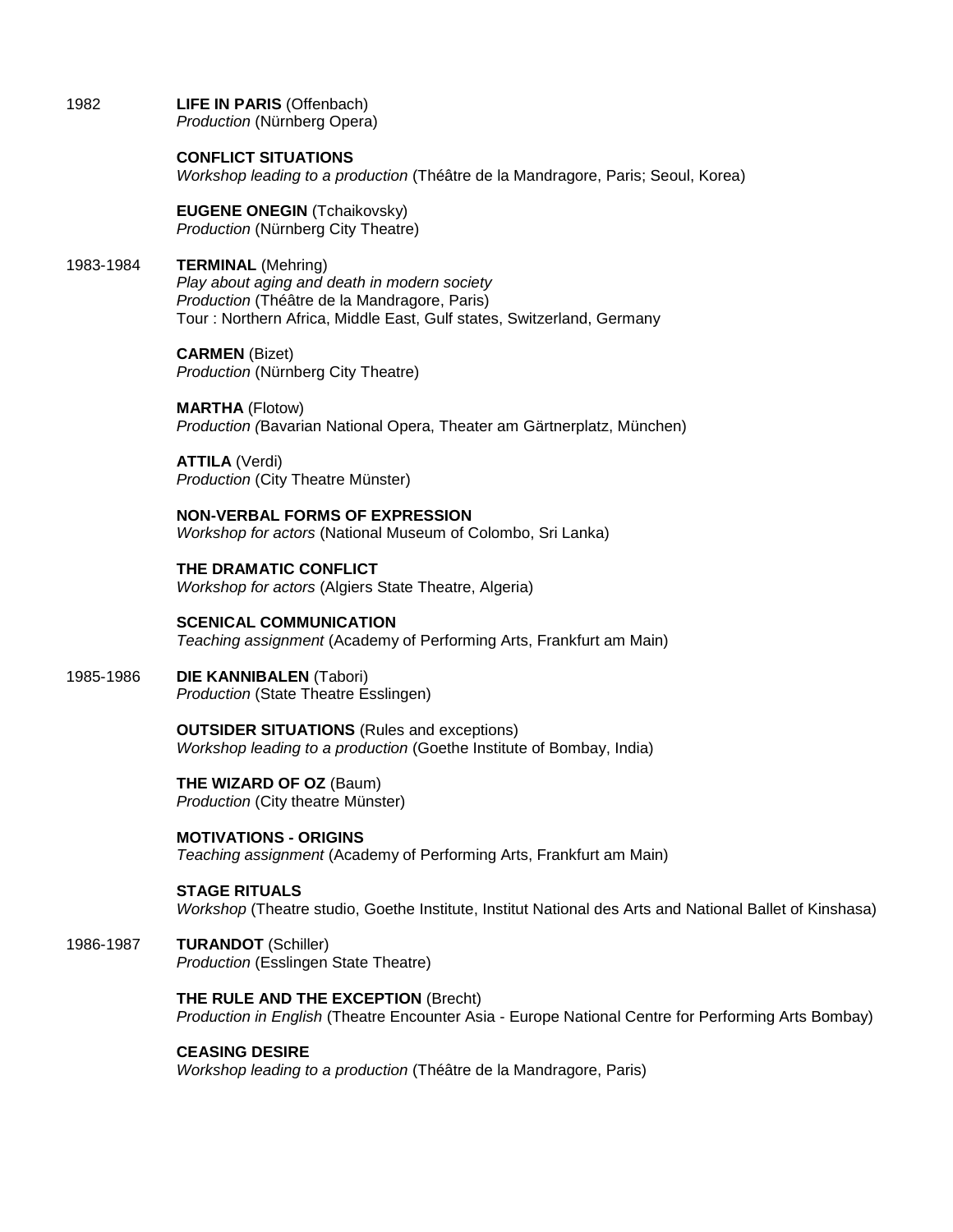1982 **LIFE IN PARIS** (Offenbach)
*Production* (Nürnberg Opera)

**CONFLICT SITUATIONS**
*Workshop leading to a production* (Théâtre de la Mandragore, Paris; Seoul, Korea)

**EUGENE ONEGIN** (Tchaikovsky)
*Production* (Nürnberg City Theatre)

1983-1984 **TERMINAL** (Mehring)
*Play about aging and death in modern society*
*Production* (Théâtre de la Mandragore, Paris)
Tour : Northern Africa, Middle East, Gulf states, Switzerland, Germany

**CARMEN** (Bizet)
*Production* (Nürnberg City Theatre)

**MARTHA** (Flotow)
*Production (*Bavarian National Opera, Theater am Gärtnerplatz, München)

**ATTILA** (Verdi)
*Production* (City Theatre Münster)

**NON-VERBAL FORMS OF EXPRESSION**
*Workshop for actors* (National Museum of Colombo, Sri Lanka)

**THE DRAMATIC CONFLICT**
*Workshop for actors* (Algiers State Theatre, Algeria)

**SCENICAL COMMUNICATION**
*Teaching assignment* (Academy of Performing Arts, Frankfurt am Main)

1985-1986 **DIE KANNIBALEN** (Tabori)
*Production* (State Theatre Esslingen)

**OUTSIDER SITUATIONS** (Rules and exceptions)
*Workshop leading to a production* (Goethe Institute of Bombay, India)

**THE WIZARD OF OZ** (Baum)
*Production* (City theatre Münster)

**MOTIVATIONS - ORIGINS**
*Teaching assignment* (Academy of Performing Arts, Frankfurt am Main)

**STAGE RITUALS**
*Workshop* (Theatre studio, Goethe Institute, Institut National des Arts and National Ballet of Kinshasa)

1986-1987 **TURANDOT** (Schiller)
*Production* (Esslingen State Theatre)

**THE RULE AND THE EXCEPTION** (Brecht)
*Production in English* (Theatre Encounter Asia - Europe National Centre for Performing Arts Bombay)

**CEASING DESIRE**
*Workshop leading to a production* (Théâtre de la Mandragore, Paris)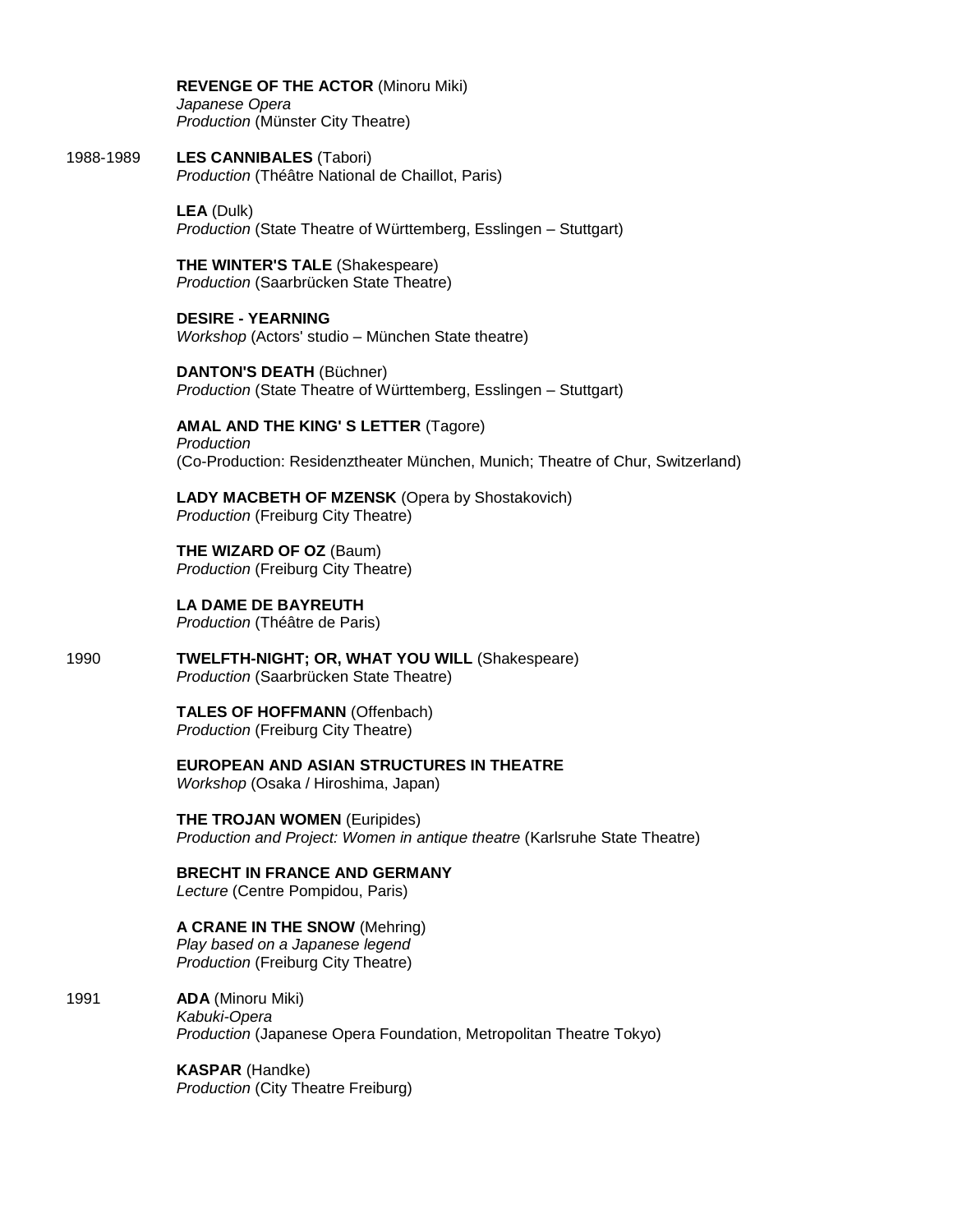**REVENGE OF THE ACTOR** (Minoru Miki)
*Japanese Opera*
*Production* (Münster City Theatre)

1988-1989 **LES CANNIBALES** (Tabori)
*Production* (Théâtre National de Chaillot, Paris)

**LEA** (Dulk)
*Production* (State Theatre of Württemberg, Esslingen – Stuttgart)

**THE WINTER'S TALE** (Shakespeare)
*Production* (Saarbrücken State Theatre)

**DESIRE - YEARNING**
*Workshop* (Actors' studio – München State theatre)

**DANTON'S DEATH** (Büchner)
*Production* (State Theatre of Württemberg, Esslingen – Stuttgart)

**AMAL AND THE KING' S LETTER** (Tagore)
*Production*
(Co-Production: Residenztheater München, Munich; Theatre of Chur, Switzerland)

**LADY MACBETH OF MZENSK** (Opera by Shostakovich)
*Production* (Freiburg City Theatre)

**THE WIZARD OF OZ** (Baum)
*Production* (Freiburg City Theatre)

**LA DAME DE BAYREUTH**
*Production* (Théâtre de Paris)

1990 **TWELFTH-NIGHT; OR, WHAT YOU WILL** (Shakespeare)
*Production* (Saarbrücken State Theatre)

**TALES OF HOFFMANN** (Offenbach)
*Production* (Freiburg City Theatre)

**EUROPEAN AND ASIAN STRUCTURES IN THEATRE**
*Workshop* (Osaka / Hiroshima, Japan)

**THE TROJAN WOMEN** (Euripides)
*Production and Project: Women in antique theatre* (Karlsruhe State Theatre)

**BRECHT IN FRANCE AND GERMANY**
*Lecture* (Centre Pompidou, Paris)

**A CRANE IN THE SNOW** (Mehring)
*Play based on a Japanese legend*
*Production* (Freiburg City Theatre)

1991 **ADA** (Minoru Miki)
*Kabuki-Opera*
*Production* (Japanese Opera Foundation, Metropolitan Theatre Tokyo)

**KASPAR** (Handke)
*Production* (City Theatre Freiburg)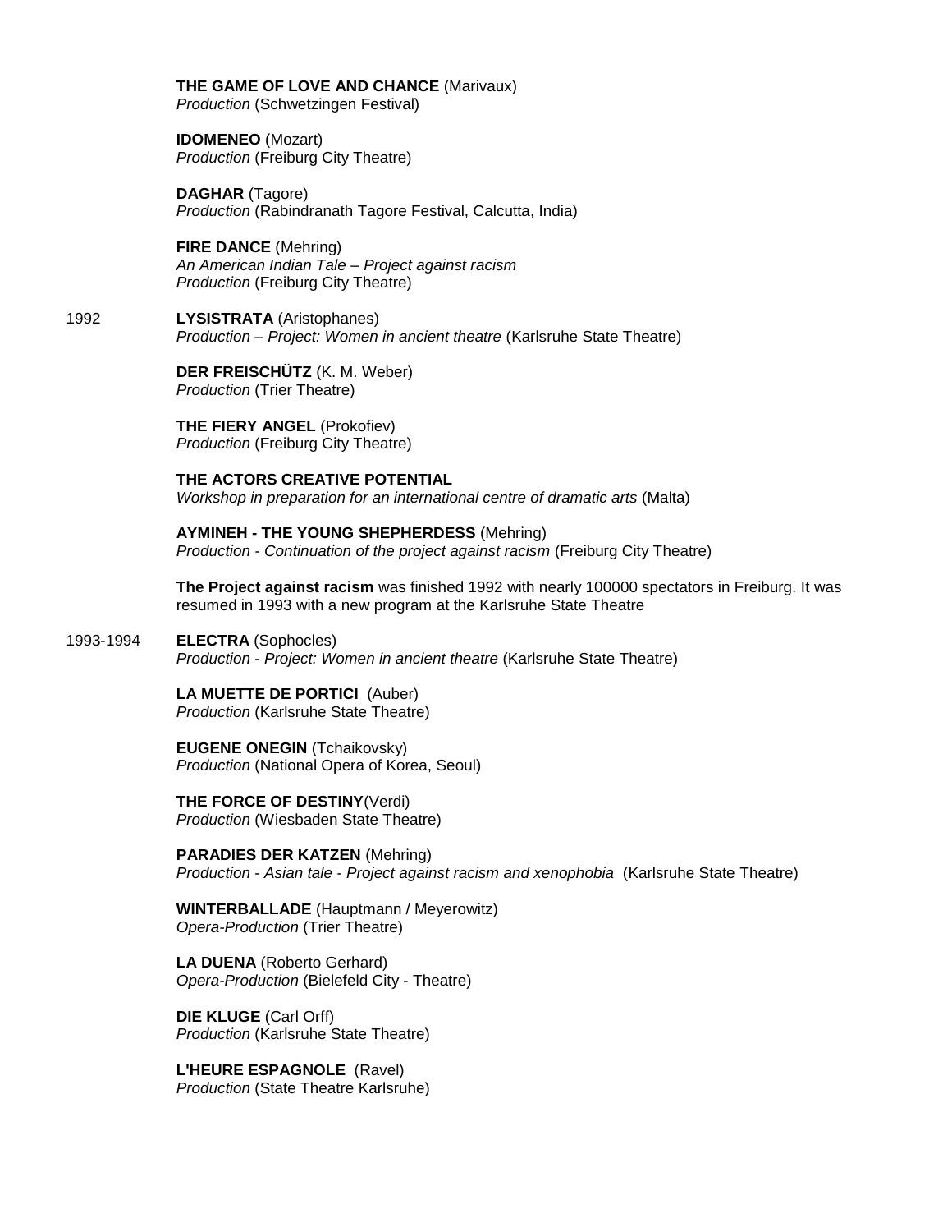**THE GAME OF LOVE AND CHANCE** (Marivaux)
*Production* (Schwetzingen Festival)

**IDOMENEO** (Mozart)
*Production* (Freiburg City Theatre)

**DAGHAR** (Tagore)
*Production* (Rabindranath Tagore Festival, Calcutta, India)

**FIRE DANCE** (Mehring)
*An American Indian Tale – Project against racism*
*Production* (Freiburg City Theatre)

1992

**LYSISTRATA** (Aristophanes)
*Production – Project: Women in ancient theatre* (Karlsruhe State Theatre)

**DER FREISCHÜTZ** (K. M. Weber)
*Production* (Trier Theatre)

**THE FIERY ANGEL** (Prokofiev)
*Production* (Freiburg City Theatre)

**THE ACTORS CREATIVE POTENTIAL**
*Workshop in preparation for an international centre of dramatic arts* (Malta)

**AYMINEH - THE YOUNG SHEPHERDESS** (Mehring)
*Production - Continuation of the project against racism* (Freiburg City Theatre)

**The Project against racism** was finished 1992 with nearly 100000 spectators in Freiburg. It was resumed in 1993 with a new program at the Karlsruhe State Theatre

1993-1994

**ELECTRA** (Sophocles)
*Production - Project: Women in ancient theatre* (Karlsruhe State Theatre)

**LA MUETTE DE PORTICI** (Auber)
*Production* (Karlsruhe State Theatre)

**EUGENE ONEGIN** (Tchaikovsky)
*Production* (National Opera of Korea, Seoul)

**THE FORCE OF DESTINY**(Verdi)
*Production* (Wiesbaden State Theatre)

**PARADIES DER KATZEN** (Mehring)
*Production - Asian tale - Project against racism and xenophobia* (Karlsruhe State Theatre)

**WINTERBALLADE** (Hauptmann / Meyerowitz)
*Opera-Production* (Trier Theatre)

**LA DUENA** (Roberto Gerhard)
*Opera-Production* (Bielefeld City - Theatre)

**DIE KLUGE** (Carl Orff)
*Production* (Karlsruhe State Theatre)

**L'HEURE ESPAGNOLE** (Ravel)
*Production* (State Theatre Karlsruhe)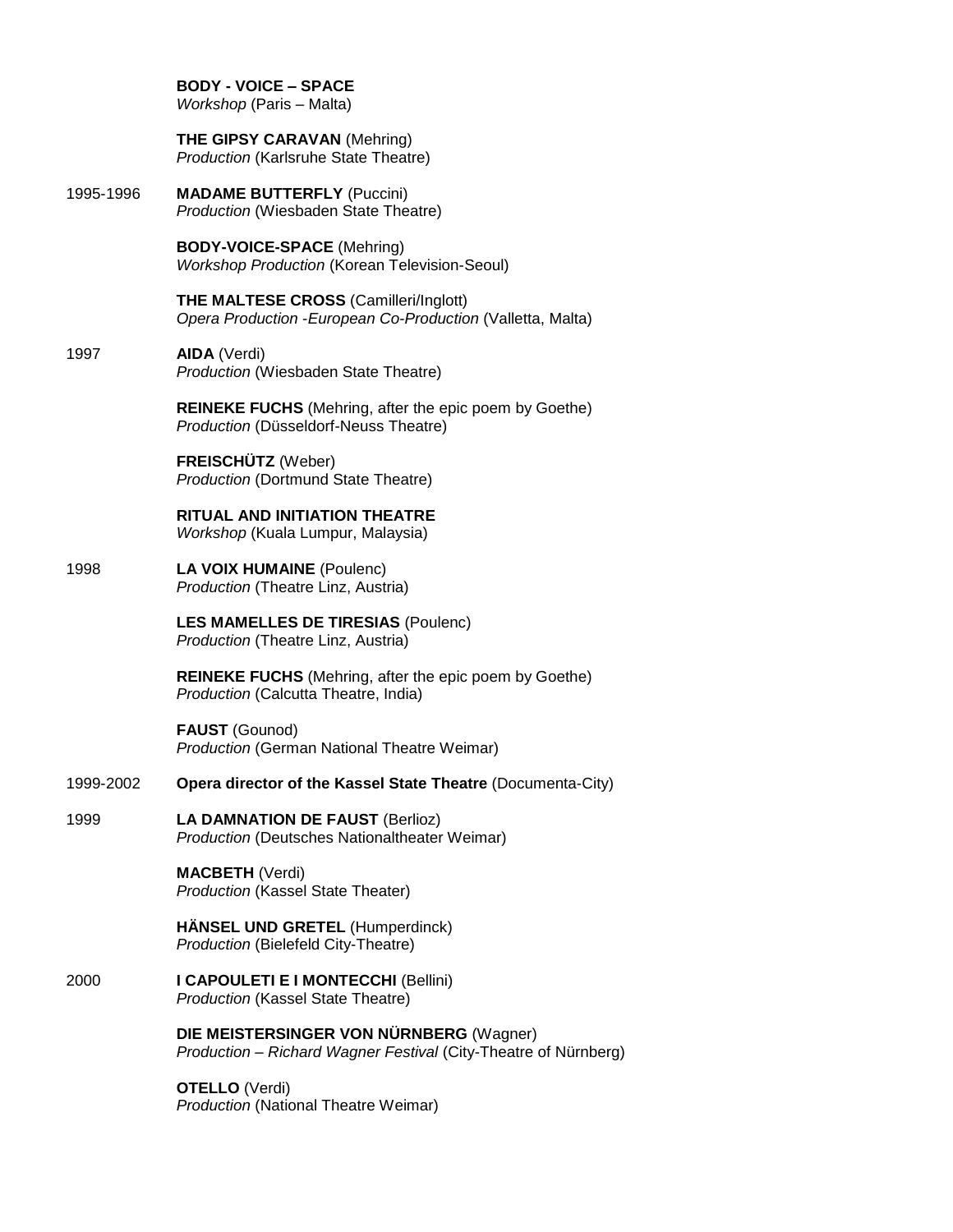**BODY - VOICE – SPACE**
*Workshop* (Paris – Malta)

**THE GIPSY CARAVAN** (Mehring)
*Production* (Karlsruhe State Theatre)

1995-1996 **MADAME BUTTERFLY** (Puccini)
*Production* (Wiesbaden State Theatre)

**BODY-VOICE-SPACE** (Mehring)
*Workshop Production* (Korean Television-Seoul)

**THE MALTESE CROSS** (Camilleri/Inglott)
*Opera Production -European Co-Production* (Valletta, Malta)

1997 **AIDA** (Verdi)
*Production* (Wiesbaden State Theatre)

**REINEKE FUCHS** (Mehring, after the epic poem by Goethe)
*Production* (Düsseldorf-Neuss Theatre)

**FREISCHÜTZ** (Weber)
*Production* (Dortmund State Theatre)

**RITUAL AND INITIATION THEATRE**
*Workshop* (Kuala Lumpur, Malaysia)

1998 **LA VOIX HUMAINE** (Poulenc)
*Production* (Theatre Linz, Austria)

**LES MAMELLES DE TIRESIAS** (Poulenc)
*Production* (Theatre Linz, Austria)

**REINEKE FUCHS** (Mehring, after the epic poem by Goethe)
*Production* (Calcutta Theatre, India)

**FAUST** (Gounod)
*Production* (German National Theatre Weimar)

1999-2002 **Opera director of the Kassel State Theatre** (Documenta-City)

1999 **LA DAMNATION DE FAUST** (Berlioz)
*Production* (Deutsches Nationaltheater Weimar)

**MACBETH** (Verdi)
*Production* (Kassel State Theater)

**HÄNSEL UND GRETEL** (Humperdinck)
*Production* (Bielefeld City-Theatre)

2000 **I CAPOULETI E I MONTECCHI** (Bellini)
*Production* (Kassel State Theatre)

**DIE MEISTERSINGER VON NÜRNBERG** (Wagner)
*Production – Richard Wagner Festival* (City-Theatre of Nürnberg)

**OTELLO** (Verdi)
*Production* (National Theatre Weimar)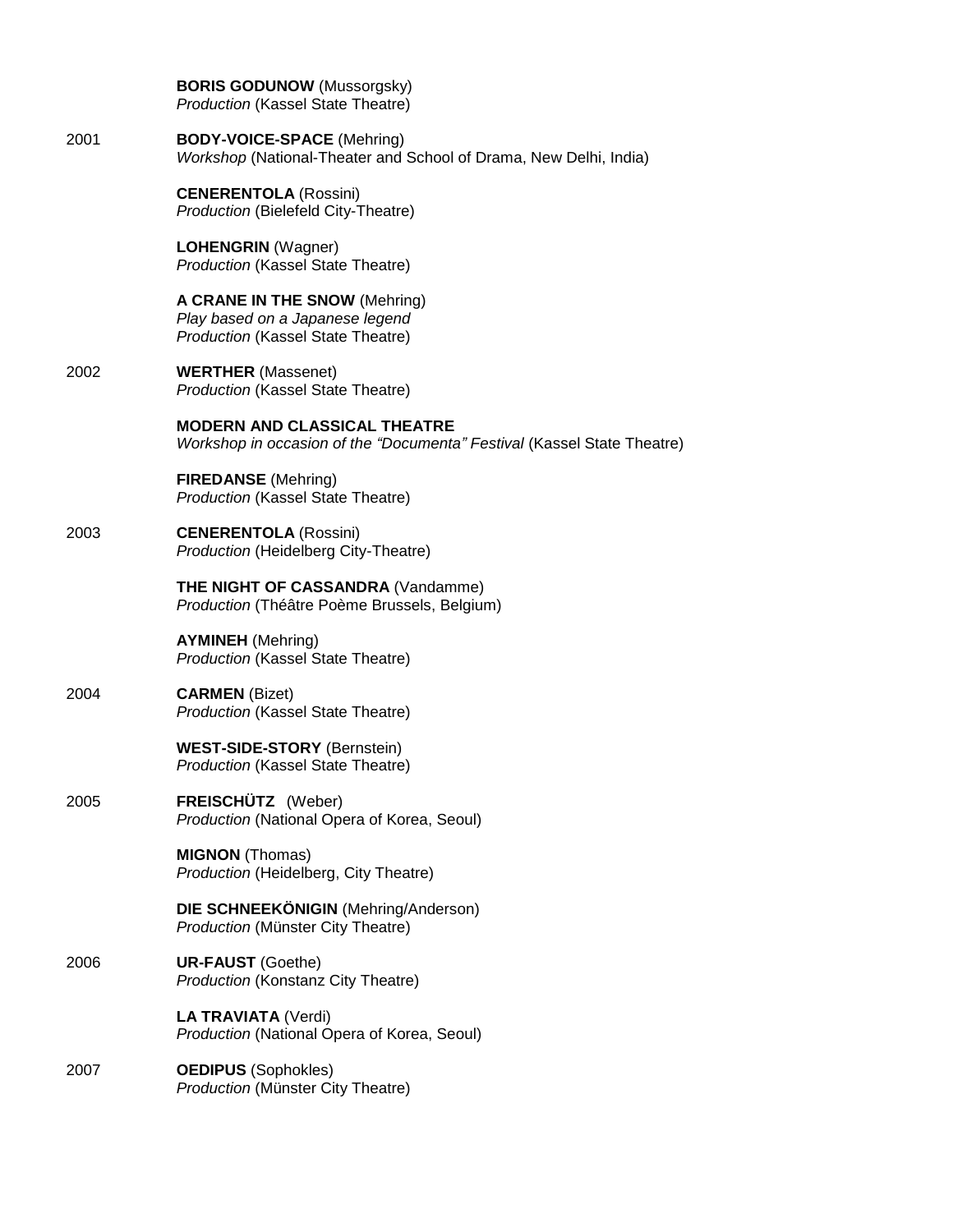**BORIS GODUNOW** (Mussorgsky)
*Production* (Kassel State Theatre)

2001 **BODY-VOICE-SPACE** (Mehring)
*Workshop* (National-Theater and School of Drama, New Delhi, India)

**CENERENTOLA** (Rossini)
*Production* (Bielefeld City-Theatre)

**LOHENGRIN** (Wagner)
*Production* (Kassel State Theatre)

**A CRANE IN THE SNOW** (Mehring)
*Play based on a Japanese legend*
*Production* (Kassel State Theatre)

2002 **WERTHER** (Massenet)
*Production* (Kassel State Theatre)

**MODERN AND CLASSICAL THEATRE**
*Workshop in occasion of the "Documenta" Festival* (Kassel State Theatre)

**FIREDANSE** (Mehring)
*Production* (Kassel State Theatre)

2003 **CENERENTOLA** (Rossini)
*Production* (Heidelberg City-Theatre)

**THE NIGHT OF CASSANDRA** (Vandamme)
*Production* (Théâtre Poème Brussels, Belgium)

**AYMINEH** (Mehring)
*Production* (Kassel State Theatre)

2004 **CARMEN** (Bizet)
*Production* (Kassel State Theatre)

**WEST-SIDE-STORY** (Bernstein)
*Production* (Kassel State Theatre)

2005 **FREISCHÜTZ** (Weber)
*Production* (National Opera of Korea, Seoul)

**MIGNON** (Thomas)
*Production* (Heidelberg, City Theatre)

**DIE SCHNEEKÖNIGIN** (Mehring/Anderson)
*Production* (Münster City Theatre)

2006 **UR-FAUST** (Goethe)
*Production* (Konstanz City Theatre)

**LA TRAVIATA** (Verdi)
*Production* (National Opera of Korea, Seoul)

2007 **OEDIPUS** (Sophokles)
*Production* (Münster City Theatre)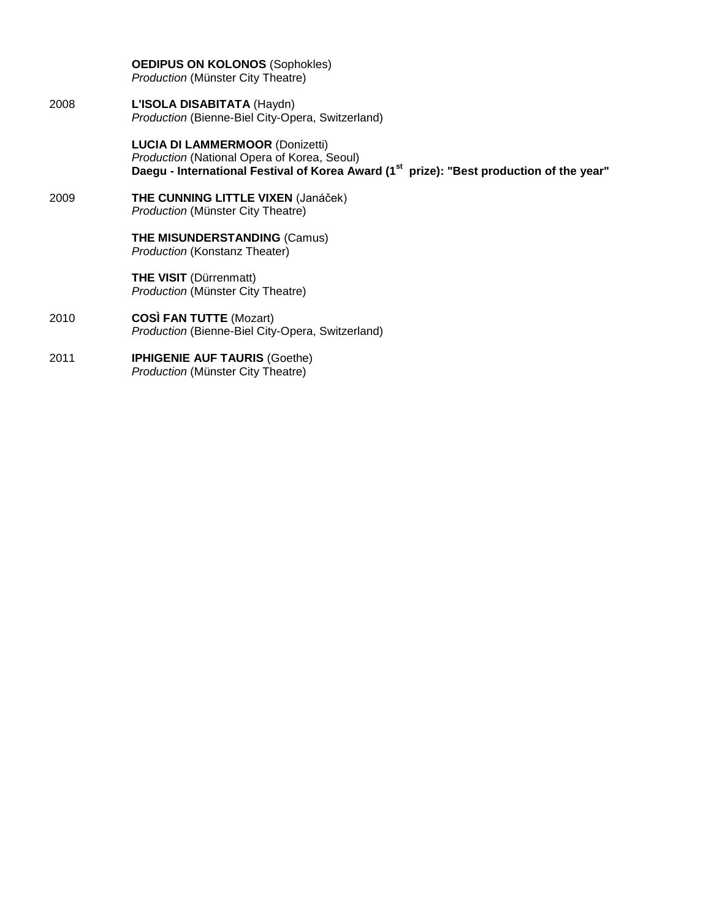**OEDIPUS ON KOLONOS** (Sophokles)
*Production* (Münster City Theatre)

2008 **L'ISOLA DISABITATA** (Haydn)
*Production* (Bienne-Biel City-Opera, Switzerland)

**LUCIA DI LAMMERMOOR** (Donizetti)
*Production* (National Opera of Korea, Seoul)
**Daegu - International Festival of Korea Award (1st prize): "Best production of the year"**

2009 **THE CUNNING LITTLE VIXEN** (Janáček)
*Production* (Münster City Theatre)

**THE MISUNDERSTANDING** (Camus)
*Production* (Konstanz Theater)

**THE VISIT** (Dürrenmatt)
*Production* (Münster City Theatre)

2010 **COSÌ FAN TUTTE** (Mozart)
*Production* (Bienne-Biel City-Opera, Switzerland)

2011 **IPHIGENIE AUF TAURIS** (Goethe)
*Production* (Münster City Theatre)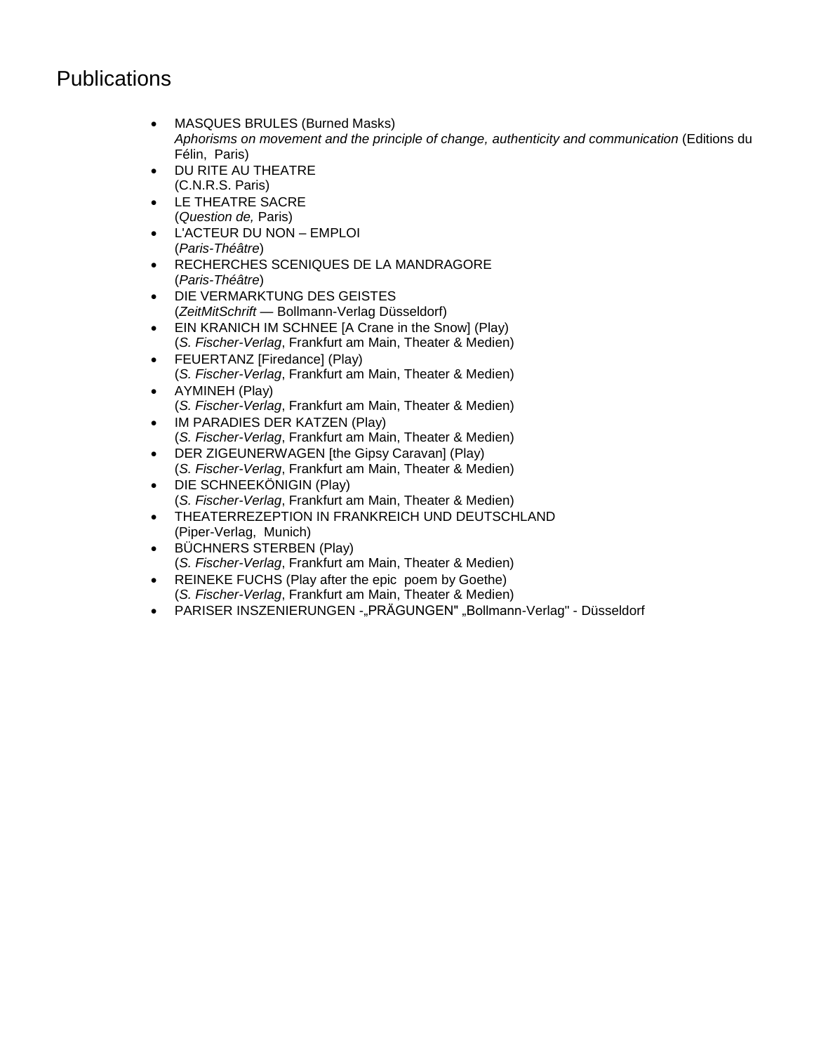# Publications

- MASQUES BRULES (Burned Masks)
  *Aphorisms on movement and the principle of change, authenticity and communication* (Editions du Félin, Paris)
- DU RITE AU THEATRE
  (C.N.R.S. Paris)
- LE THEATRE SACRE
  (*Question de,* Paris)
- L'ACTEUR DU NON – EMPLOI
  (*Paris-Théâtre*)
- RECHERCHES SCENIQUES DE LA MANDRAGORE
  (*Paris-Théâtre*)
- DIE VERMARKTUNG DES GEISTES
  (*ZeitMitSchrift* — Bollmann-Verlag Düsseldorf)
- EIN KRANICH IM SCHNEE [A Crane in the Snow] (Play)
  (*S. Fischer-Verlag*, Frankfurt am Main, Theater & Medien)
- FEUERTANZ [Firedance] (Play)
  (*S. Fischer-Verlag*, Frankfurt am Main, Theater & Medien)
- AYMINEH (Play)
  (*S. Fischer-Verlag*, Frankfurt am Main, Theater & Medien)
- IM PARADIES DER KATZEN (Play)
  (*S. Fischer-Verlag*, Frankfurt am Main, Theater & Medien)
- DER ZIGEUNERWAGEN [the Gipsy Caravan] (Play)
  (*S. Fischer-Verlag*, Frankfurt am Main, Theater & Medien)
- DIE SCHNEEKÖNIGIN (Play)
  (*S. Fischer-Verlag*, Frankfurt am Main, Theater & Medien)
- THEATERREZEPTION IN FRANKREICH UND DEUTSCHLAND
  (Piper-Verlag, Munich)
- BÜCHNERS STERBEN (Play)
  (*S. Fischer-Verlag*, Frankfurt am Main, Theater & Medien)
- REINEKE FUCHS (Play after the epic poem by Goethe)
  (*S. Fischer-Verlag*, Frankfurt am Main, Theater & Medien)
- PARISER INSZENIERUNGEN -„PRÄGUNGEN" „Bollmann-Verlag" - Düsseldorf